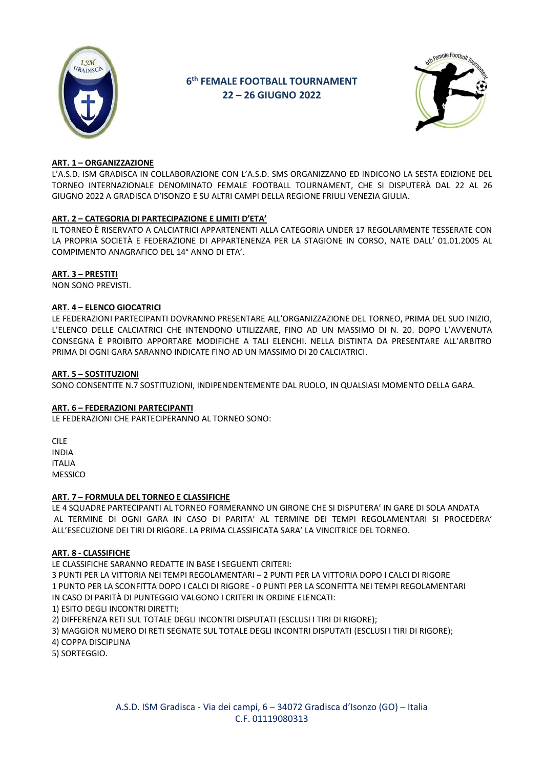# 6th FEMALE FOOTBALL TOURNAMENT
## 22 – 26 GIUGNO 2022

**ART. 1 – ORGANIZZAZIONE**

L'A.S.D. ISM GRADISCA IN COLLABORAZIONE CON L'A.S.D. SMS ORGANIZZANO ED INDICONO LA SESTA EDIZIONE DEL TORNEO INTERNAZIONALE DENOMINATO FEMALE FOOTBALL TOURNAMENT, CHE SI DISPUTERÀ DAL 22 AL 26 GIUGNO 2022 A GRADISCA D'ISONZO E SU ALTRI CAMPI DELLA REGIONE FRIULI VENEZIA GIULIA.

**ART. 2 – CATEGORIA DI PARTECIPAZIONE E LIMITI D'ETA'**

IL TORNEO È RISERVATO A CALCIATRICI APPARTENENTI ALLA CATEGORIA UNDER 17 REGOLARMENTE TESSERATE CON LA PROPRIA SOCIETÀ E FEDERAZIONE DI APPARTENENZA PER LA STAGIONE IN CORSO, NATE DALL' 01.01.2005 AL COMPIMENTO ANAGRAFICO DEL 14° ANNO DI ETA'.

**ART. 3 – PRESTITI**

NON SONO PREVISTI.

**ART. 4 – ELENCO GIOCATRICI**

LE FEDERAZIONI PARTECIPANTI DOVRANNO PRESENTARE ALL'ORGANIZZAZIONE DEL TORNEO, PRIMA DEL SUO INIZIO, L'ELENCO DELLE CALCIATRICI CHE INTENDONO UTILIZZARE, FINO AD UN MASSIMO DI N. 20. DOPO L'AVVENUTA CONSEGNA È PROIBITO APPORTARE MODIFICHE A TALI ELENCHI. NELLA DISTINTA DA PRESENTARE ALL'ARBITRO PRIMA DI OGNI GARA SARANNO INDICATE FINO AD UN MASSIMO DI 20 CALCIATRICI.

**ART. 5 – SOSTITUZIONI**

SONO CONSENTITE N.7 SOSTITUZIONI, INDIPENDENTEMENTE DAL RUOLO, IN QUALSIASI MOMENTO DELLA GARA.

**ART. 6 – FEDERAZIONI PARTECIPANTI**

LE FEDERAZIONI CHE PARTECIPERANNO AL TORNEO SONO:

CILE
INDIA
ITALIA
MESSICO

**ART. 7 – FORMULA DEL TORNEO E CLASSIFICHE**

LE 4 SQUADRE PARTECIPANTI AL TORNEO FORMERANNO UN GIRONE CHE SI DISPUTERA' IN GARE DI SOLA ANDATA AL TERMINE DI OGNI GARA IN CASO DI PARITA' AL TERMINE DEI TEMPI REGOLAMENTARI SI PROCEDERA' ALL'ESECUZIONE DEI TIRI DI RIGORE. LA PRIMA CLASSIFICATA SARA' LA VINCITRICE DEL TORNEO.

**ART. 8 - CLASSIFICHE**

LE CLASSIFICHE SARANNO REDATTE IN BASE I SEGUENTI CRITERI:
3 PUNTI PER LA VITTORIA NEI TEMPI REGOLAMENTARI – 2 PUNTI PER LA VITTORIA DOPO I CALCI DI RIGORE
1 PUNTO PER LA SCONFITTA DOPO I CALCI DI RIGORE - 0 PUNTI PER LA SCONFITTA NEI TEMPI REGOLAMENTARI
IN CASO DI PARITÀ DI PUNTEGGIO VALGONO I CRITERI IN ORDINE ELENCATI:

1) ESITO DEGLI INCONTRI DIRETTI;
2) DIFFERENZA RETI SUL TOTALE DEGLI INCONTRI DISPUTATI (ESCLUSI I TIRI DI RIGORE);
3) MAGGIOR NUMERO DI RETI SEGNATE SUL TOTALE DEGLI INCONTRI DISPUTATI (ESCLUSI I TIRI DI RIGORE);
4) COPPA DISCIPLINA
5) SORTEGGIO.

A.S.D. ISM Gradisca - Via dei campi, 6 – 34072 Gradisca d'Isonzo (GO) – Italia
C.F. 01119080313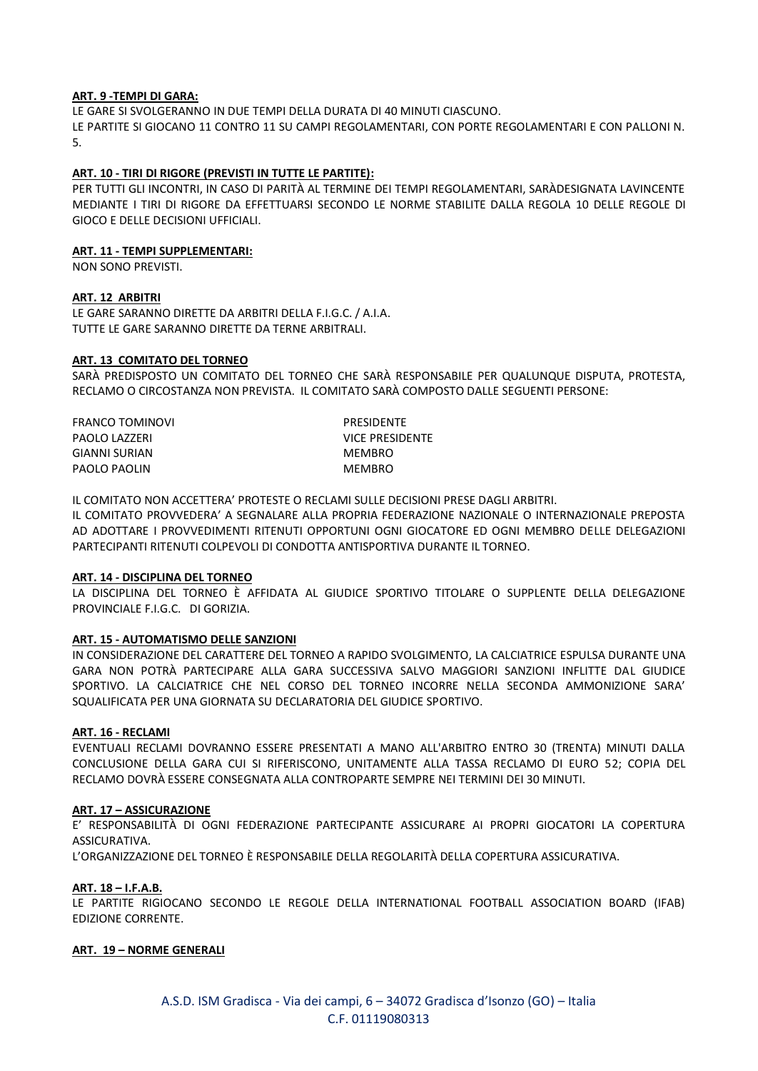**ART. 9 -TEMPI DI GARA:**

LE GARE SI SVOLGERANNO IN DUE TEMPI DELLA DURATA DI 40 MINUTI CIASCUNO.
LE PARTITE SI GIOCANO 11 CONTRO 11 SU CAMPI REGOLAMENTARI, CON PORTE REGOLAMENTARI E CON PALLONI N. 5.

**ART. 10 - TIRI DI RIGORE (PREVISTI IN TUTTE LE PARTITE):**

PER TUTTI GLI INCONTRI, IN CASO DI PARITÀ AL TERMINE DEI TEMPI REGOLAMENTARI, SARÀDESIGNATA LAVINCENTE MEDIANTE I TIRI DI RIGORE DA EFFETTUARSI SECONDO LE NORME STABILITE DALLA REGOLA 10 DELLE REGOLE DI GIOCO E DELLE DECISIONI UFFICIALI.

**ART. 11 - TEMPI SUPPLEMENTARI:**

NON SONO PREVISTI.

**ART. 12 ARBITRI**

LE GARE SARANNO DIRETTE DA ARBITRI DELLA F.I.G.C. / A.I.A.
TUTTE LE GARE SARANNO DIRETTE DA TERNE ARBITRALI.

**ART. 13 COMITATO DEL TORNEO**

SARÀ PREDISPOSTO UN COMITATO DEL TORNEO CHE SARÀ RESPONSABILE PER QUALUNQUE DISPUTA, PROTESTA, RECLAMO O CIRCOSTANZA NON PREVISTA. IL COMITATO SARÀ COMPOSTO DALLE SEGUENTI PERSONE:

| | |
|---|---|
| FRANCO TOMINOVI | PRESIDENTE |
| PAOLO LAZZERI | VICE PRESIDENTE |
| GIANNI SURIAN | MEMBRO |
| PAOLO PAOLIN | MEMBRO |

IL COMITATO NON ACCETTERA' PROTESTE O RECLAMI SULLE DECISIONI PRESE DAGLI ARBITRI.
IL COMITATO PROVVEDERA' A SEGNALARE ALLA PROPRIA FEDERAZIONE NAZIONALE O INTERNAZIONALE PREPOSTA AD ADOTTARE I PROVVEDIMENTI RITENUTI OPPORTUNI OGNI GIOCATORE ED OGNI MEMBRO DELLE DELEGAZIONI PARTECIPANTI RITENUTI COLPEVOLI DI CONDOTTA ANTISPORTIVA DURANTE IL TORNEO.

**ART. 14 - DISCIPLINA DEL TORNEO**

LA DISCIPLINA DEL TORNEO È AFFIDATA AL GIUDICE SPORTIVO TITOLARE O SUPPLENTE DELLA DELEGAZIONE PROVINCIALE F.I.G.C. DI GORIZIA.

**ART. 15 - AUTOMATISMO DELLE SANZIONI**

IN CONSIDERAZIONE DEL CARATTERE DEL TORNEO A RAPIDO SVOLGIMENTO, LA CALCIATRICE ESPULSA DURANTE UNA GARA NON POTRÀ PARTECIPARE ALLA GARA SUCCESSIVA SALVO MAGGIORI SANZIONI INFLITTE DAL GIUDICE SPORTIVO. LA CALCIATRICE CHE NEL CORSO DEL TORNEO INCORRE NELLA SECONDA AMMONIZIONE SARA' SQUALIFICATA PER UNA GIORNATA SU DECLARATORIA DEL GIUDICE SPORTIVO.

**ART. 16 - RECLAMI**

EVENTUALI RECLAMI DOVRANNO ESSERE PRESENTATI A MANO ALL'ARBITRO ENTRO 30 (TRENTA) MINUTI DALLA CONCLUSIONE DELLA GARA CUI SI RIFERISCONO, UNITAMENTE ALLA TASSA RECLAMO DI EURO 52; COPIA DEL RECLAMO DOVRÀ ESSERE CONSEGNATA ALLA CONTROPARTE SEMPRE NEI TERMINI DEI 30 MINUTI.

**ART. 17 – ASSICURAZIONE**

E' RESPONSABILITÀ DI OGNI FEDERAZIONE PARTECIPANTE ASSICURARE AI PROPRI GIOCATORI LA COPERTURA ASSICURATIVA.
L'ORGANIZZAZIONE DEL TORNEO È RESPONSABILE DELLA REGOLARITÀ DELLA COPERTURA ASSICURATIVA.

**ART. 18 – I.F.A.B.**

LE PARTITE RIGIOCANO SECONDO LE REGOLE DELLA INTERNATIONAL FOOTBALL ASSOCIATION BOARD (IFAB) EDIZIONE CORRENTE.

**ART. 19 – NORME GENERALI**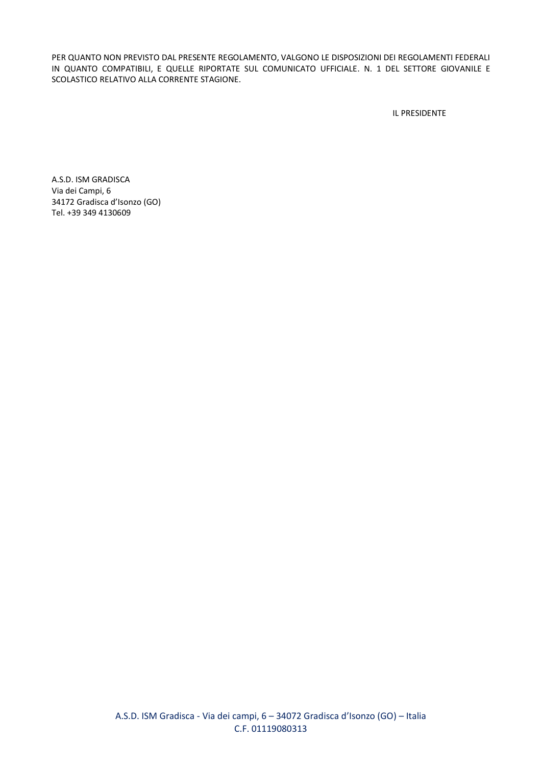PER QUANTO NON PREVISTO DAL PRESENTE REGOLAMENTO, VALGONO LE DISPOSIZIONI DEI REGOLAMENTI FEDERALI IN QUANTO COMPATIBILI, E QUELLE RIPORTATE SUL COMUNICATO UFFICIALE. N. 1 DEL SETTORE GIOVANILE E SCOLASTICO RELATIVO ALLA CORRENTE STAGIONE.

IL PRESIDENTE

A.S.D. ISM GRADISCA
Via dei Campi, 6
34172 Gradisca d'Isonzo (GO)
Tel. +39 349 4130609